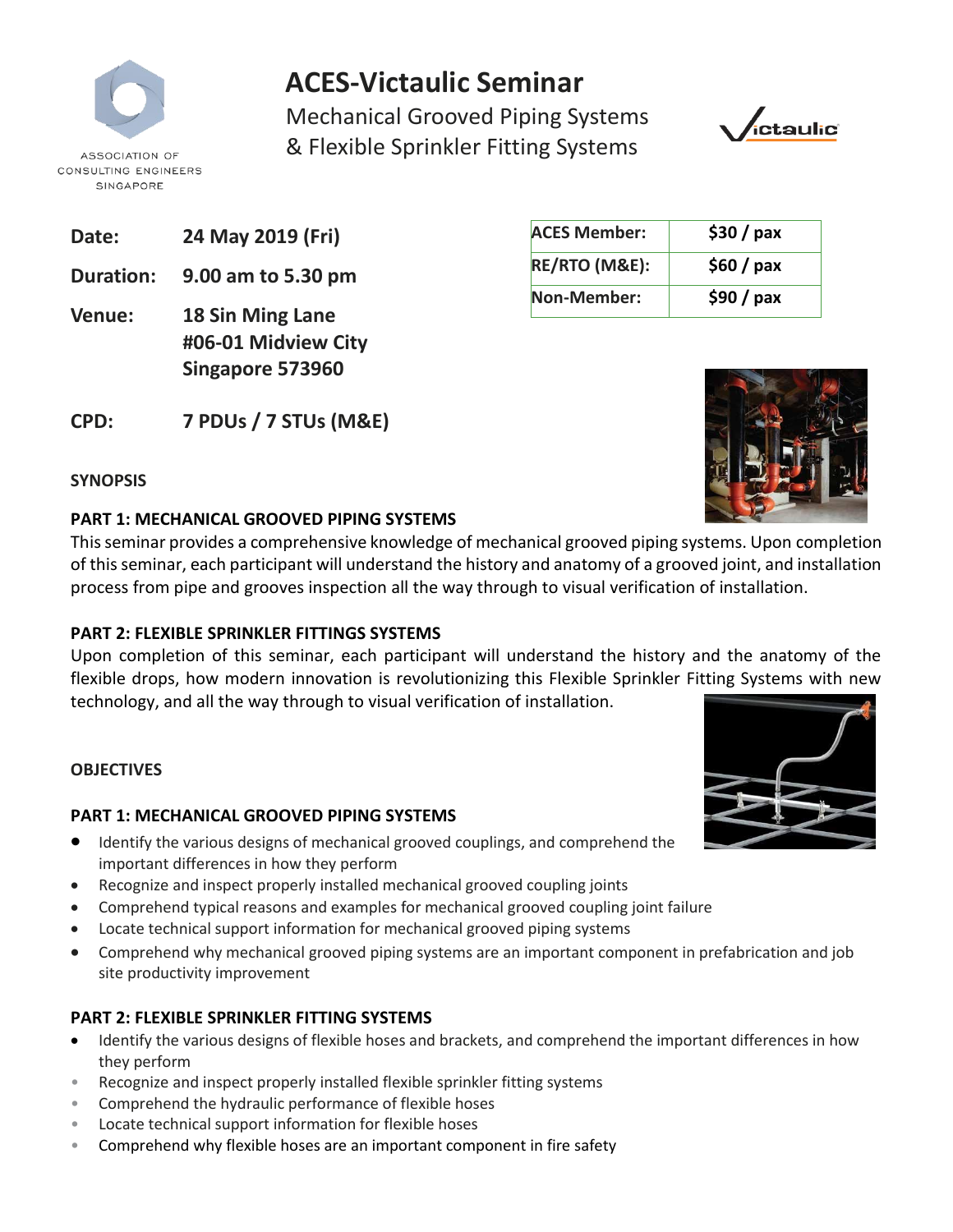ASSOCIATION OF CONSULTING ENGINEERS SINGAPORE

# ACES-Victaulic Seminar

## Mechanical Grooved Piping Systems & Flexible Sprinkler Fitting Systems

**Date:** 24 May 2019 (Fri)

**Duration:** 9.00 am to 5.30 pm

**Venue:** 18 Sin Ming Lane
#06-01 Midview City
Singapore 573960

**CPD:** 7 PDUs / 7 STUs (M&E)

| ACES Member: | $30 / pax |
|---|---|
| RE/RTO (M&E): | $60 / pax |
| Non-Member: | $90 / pax |

### SYNOPSIS

**PART 1: MECHANICAL GROOVED PIPING SYSTEMS**

This seminar provides a comprehensive knowledge of mechanical grooved piping systems. Upon completion of this seminar, each participant will understand the history and anatomy of a grooved joint, and installation process from pipe and grooves inspection all the way through to visual verification of installation.

**PART 2: FLEXIBLE SPRINKLER FITTINGS SYSTEMS**

Upon completion of this seminar, each participant will understand the history and the anatomy of the flexible drops, how modern innovation is revolutionizing this Flexible Sprinkler Fitting Systems with new technology, and all the way through to visual verification of installation.

### OBJECTIVES

**PART 1: MECHANICAL GROOVED PIPING SYSTEMS**

- Identify the various designs of mechanical grooved couplings, and comprehend the important differences in how they perform
- Recognize and inspect properly installed mechanical grooved coupling joints
- Comprehend typical reasons and examples for mechanical grooved coupling joint failure
- Locate technical support information for mechanical grooved piping systems
- Comprehend why mechanical grooved piping systems are an important component in prefabrication and job site productivity improvement

**PART 2: FLEXIBLE SPRINKLER FITTING SYSTEMS**

- Identify the various designs of flexible hoses and brackets, and comprehend the important differences in how they perform
- Recognize and inspect properly installed flexible sprinkler fitting systems
- Comprehend the hydraulic performance of flexible hoses
- Locate technical support information for flexible hoses
- Comprehend why flexible hoses are an important component in fire safety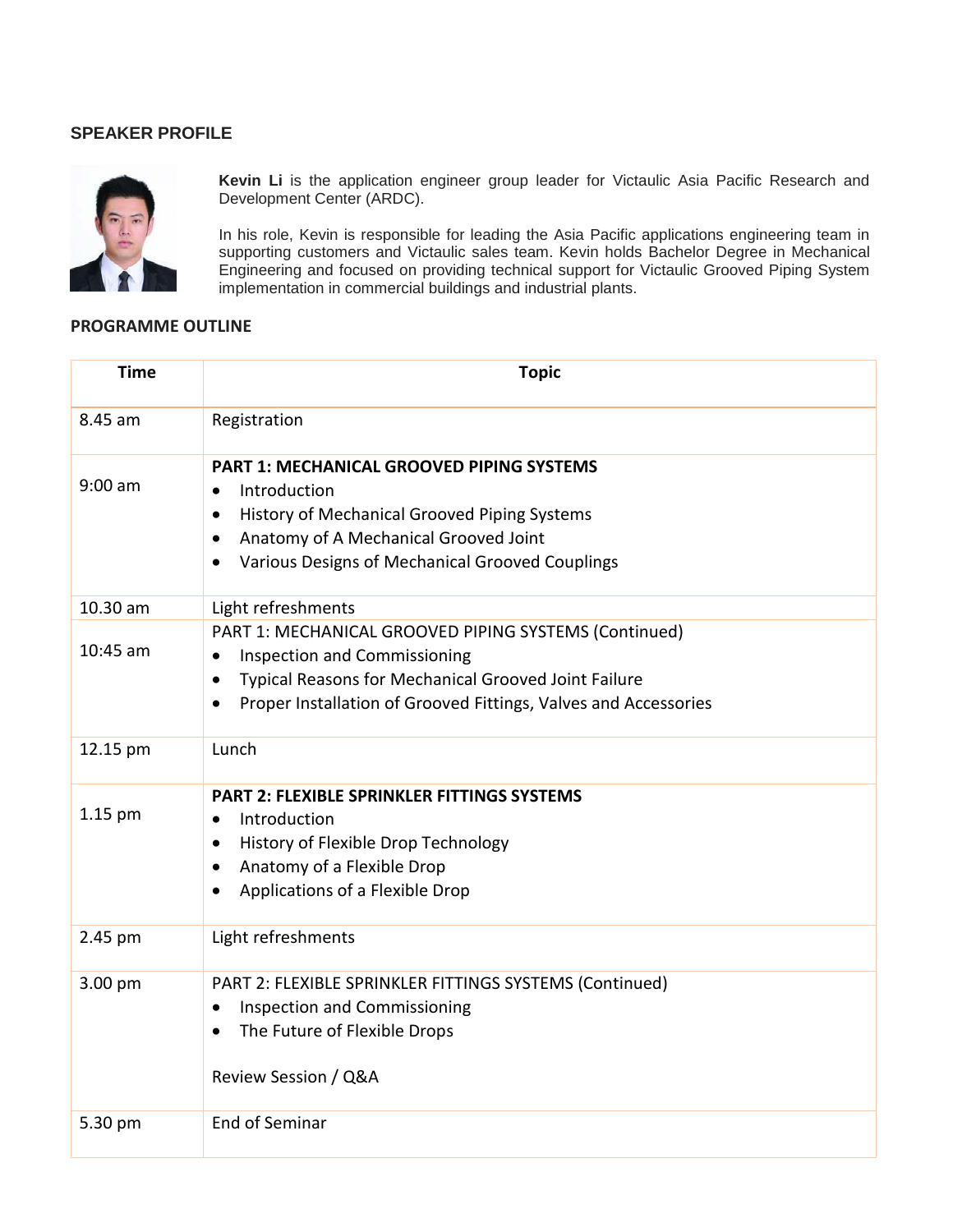## SPEAKER PROFILE

**Kevin Li** is the application engineer group leader for Victaulic Asia Pacific Research and Development Center (ARDC).

In his role, Kevin is responsible for leading the Asia Pacific applications engineering team in supporting customers and Victaulic sales team. Kevin holds Bachelor Degree in Mechanical Engineering and focused on providing technical support for Victaulic Grooved Piping System implementation in commercial buildings and industrial plants.

## PROGRAMME OUTLINE

| Time | Topic |
|---|---|
| 8.45 am | Registration |
| 9:00 am | **PART 1: MECHANICAL GROOVED PIPING SYSTEMS**<br>• Introduction<br>• History of Mechanical Grooved Piping Systems<br>• Anatomy of A Mechanical Grooved Joint<br>• Various Designs of Mechanical Grooved Couplings |
| 10.30 am | Light refreshments |
| 10:45 am | PART 1: MECHANICAL GROOVED PIPING SYSTEMS (Continued)<br>• Inspection and Commissioning<br>• Typical Reasons for Mechanical Grooved Joint Failure<br>• Proper Installation of Grooved Fittings, Valves and Accessories |
| 12.15 pm | Lunch |
| 1.15 pm | **PART 2: FLEXIBLE SPRINKLER FITTINGS SYSTEMS**<br>• Introduction<br>• History of Flexible Drop Technology<br>• Anatomy of a Flexible Drop<br>• Applications of a Flexible Drop |
| 2.45 pm | Light refreshments |
| 3.00 pm | PART 2: FLEXIBLE SPRINKLER FITTINGS SYSTEMS (Continued)<br>• Inspection and Commissioning<br>• The Future of Flexible Drops<br><br>Review Session / Q&A |
| 5.30 pm | End of Seminar |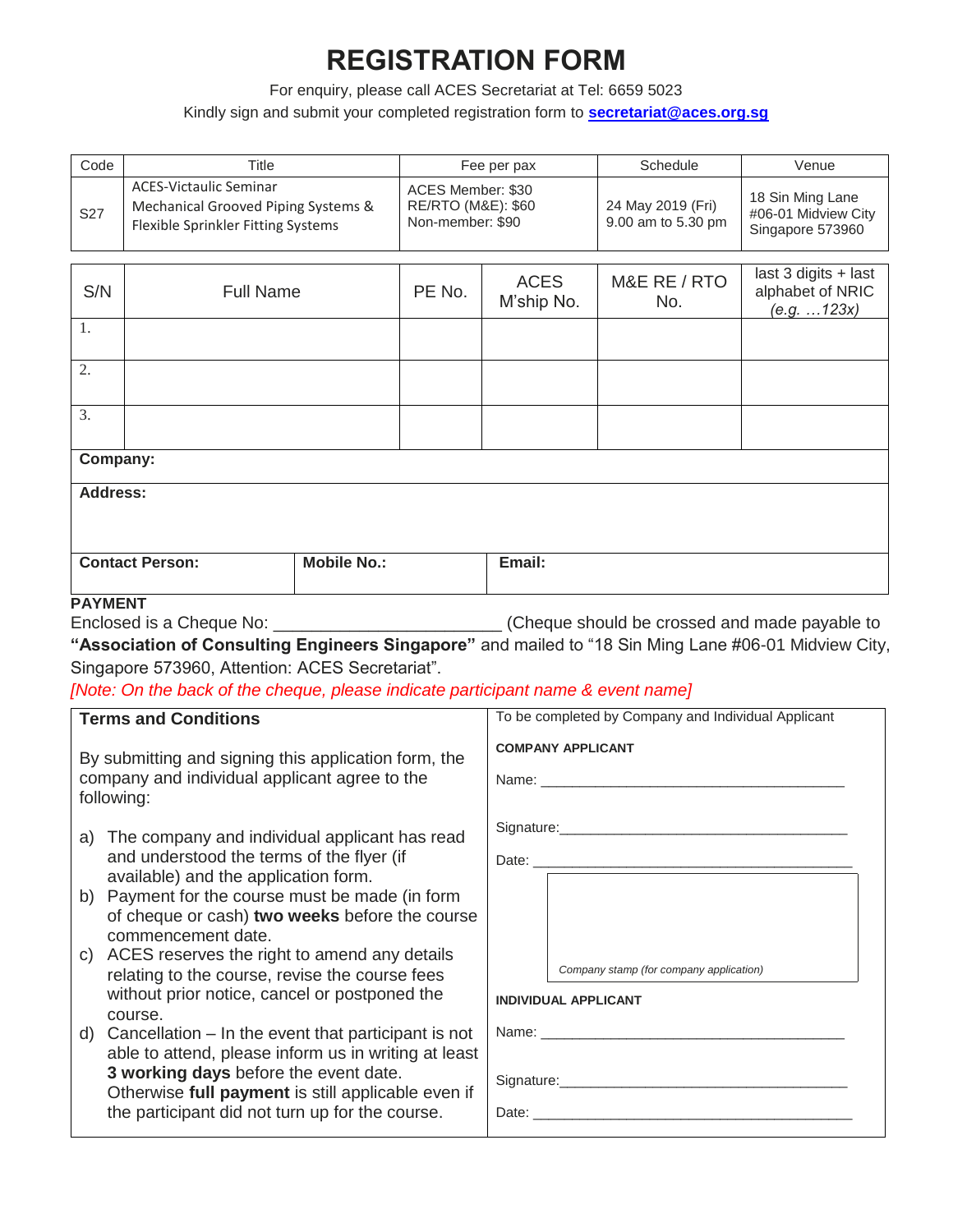# REGISTRATION FORM

For enquiry, please call ACES Secretariat at Tel: 6659 5023

Kindly sign and submit your completed registration form to **secretariat@aces.org.sg**

| Code | Title | Fee per pax | Schedule | Venue |
|---|---|---|---|---|
| S27 | ACES-Victaulic Seminar<br>Mechanical Grooved Piping Systems & Flexible Sprinkler Fitting Systems | ACES Member: $30<br>RE/RTO (M&E): $60<br>Non-member: $90 | 24 May 2019 (Fri)<br>9.00 am to 5.30 pm | 18 Sin Ming Lane<br>#06-01 Midview City<br>Singapore 573960 |

| S/N | Full Name | PE No. | ACES M'ship No. | M&E RE / RTO No. | last 3 digits + last alphabet of NRIC *(e.g. …123x)* |
|---|---|---|---|---|---|
| 1. | | | | | |
| 2. | | | | | |
| 3. | | | | | |

**Company:**

**Address:**

| **Contact Person:** | **Mobile No.:** | **Email:** |
|---|---|---|

**PAYMENT**

Enclosed is a Cheque No: ________________________ (Cheque should be crossed and made payable to **"Association of Consulting Engineers Singapore"** and mailed to "18 Sin Ming Lane #06-01 Midview City, Singapore 573960, Attention: ACES Secretariat".

*[Note: On the back of the cheque, please indicate participant name & event name]*

**Terms and Conditions**

By submitting and signing this application form, the company and individual applicant agree to the following:

a) The company and individual applicant has read and understood the terms of the flyer (if available) and the application form.
b) Payment for the course must be made (in form of cheque or cash) **two weeks** before the course commencement date.
c) ACES reserves the right to amend any details relating to the course, revise the course fees without prior notice, cancel or postponed the course.
d) Cancellation – In the event that participant is not able to attend, please inform us in writing at least **3 working days** before the event date. Otherwise **full payment** is still applicable even if the participant did not turn up for the course.

To be completed by Company and Individual Applicant

**COMPANY APPLICANT**

Name: ______________________________________

Signature: ___________________________________

Date: _______________________________________

*Company stamp (for company application)*

**INDIVIDUAL APPLICANT**

Name: ______________________________________

Signature: ___________________________________

Date: _______________________________________